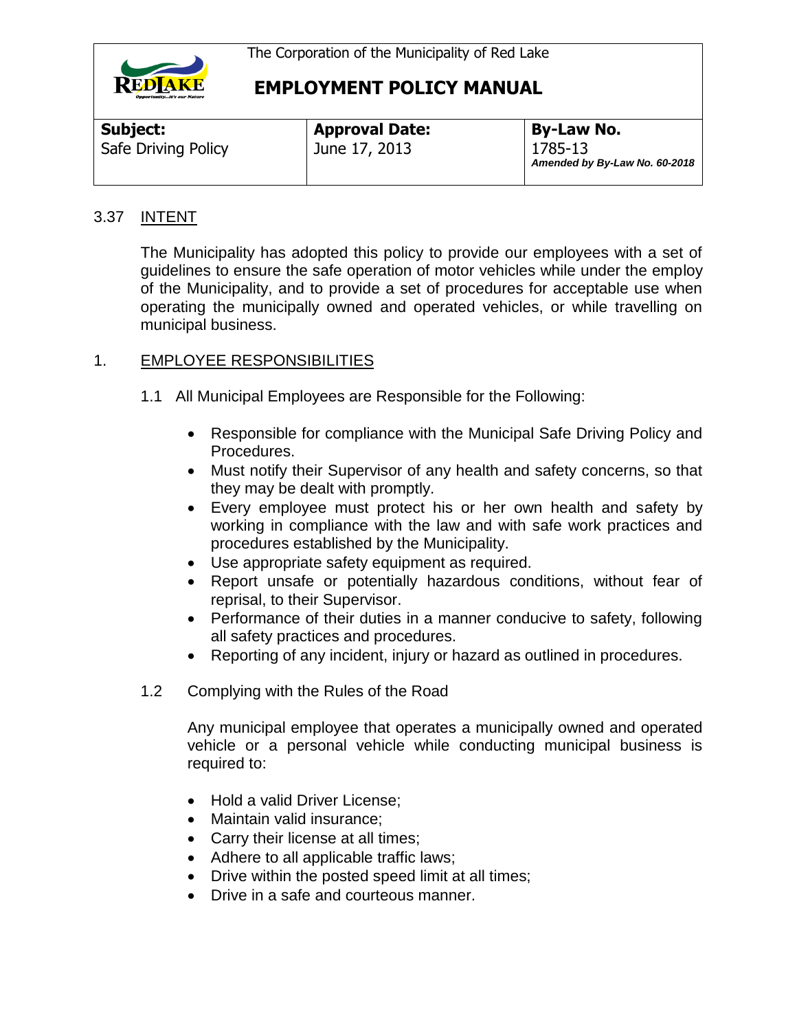The Corporation of the Municipality of Red Lake

# EMPLOYMENT POLICY MANUAL

| **Subject:** | **Approval Date:** | **By-Law No.** |
|---|---|---|
| Safe Driving Policy | June 17, 2013 | 1785-13 ***Amended by By-Law No. 60-2018*** |

## 3.37 INTENT

The Municipality has adopted this policy to provide our employees with a set of guidelines to ensure the safe operation of motor vehicles while under the employ of the Municipality, and to provide a set of procedures for acceptable use when operating the municipally owned and operated vehicles, or while travelling on municipal business.

## 1. EMPLOYEE RESPONSIBILITIES

1.1 All Municipal Employees are Responsible for the Following:

- Responsible for compliance with the Municipal Safe Driving Policy and Procedures.
- Must notify their Supervisor of any health and safety concerns, so that they may be dealt with promptly.
- Every employee must protect his or her own health and safety by working in compliance with the law and with safe work practices and procedures established by the Municipality.
- Use appropriate safety equipment as required.
- Report unsafe or potentially hazardous conditions, without fear of reprisal, to their Supervisor.
- Performance of their duties in a manner conducive to safety, following all safety practices and procedures.
- Reporting of any incident, injury or hazard as outlined in procedures.

1.2 Complying with the Rules of the Road

Any municipal employee that operates a municipally owned and operated vehicle or a personal vehicle while conducting municipal business is required to:

- Hold a valid Driver License;
- Maintain valid insurance;
- Carry their license at all times;
- Adhere to all applicable traffic laws;
- Drive within the posted speed limit at all times;
- Drive in a safe and courteous manner.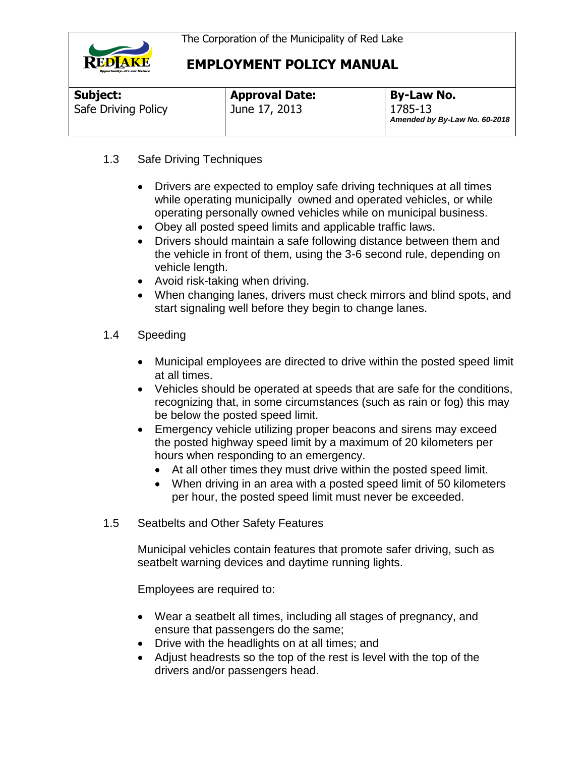## 1.3 Safe Driving Techniques

- Drivers are expected to employ safe driving techniques at all times while operating municipally owned and operated vehicles, or while operating personally owned vehicles while on municipal business.
- Obey all posted speed limits and applicable traffic laws.
- Drivers should maintain a safe following distance between them and the vehicle in front of them, using the 3-6 second rule, depending on vehicle length.
- Avoid risk-taking when driving.
- When changing lanes, drivers must check mirrors and blind spots, and start signaling well before they begin to change lanes.

## 1.4 Speeding

- Municipal employees are directed to drive within the posted speed limit at all times.
- Vehicles should be operated at speeds that are safe for the conditions, recognizing that, in some circumstances (such as rain or fog) this may be below the posted speed limit.
- Emergency vehicle utilizing proper beacons and sirens may exceed the posted highway speed limit by a maximum of 20 kilometers per hours when responding to an emergency.
  - At all other times they must drive within the posted speed limit.
  - When driving in an area with a posted speed limit of 50 kilometers per hour, the posted speed limit must never be exceeded.

## 1.5 Seatbelts and Other Safety Features

Municipal vehicles contain features that promote safer driving, such as seatbelt warning devices and daytime running lights.

Employees are required to:

- Wear a seatbelt all times, including all stages of pregnancy, and ensure that passengers do the same;
- Drive with the headlights on at all times; and
- Adjust headrests so the top of the rest is level with the top of the drivers and/or passengers head.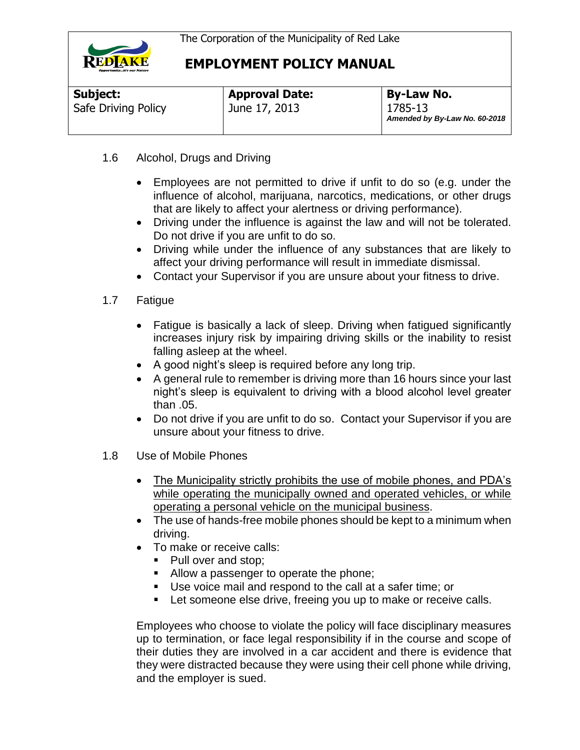## 1.6 Alcohol, Drugs and Driving

- Employees are not permitted to drive if unfit to do so (e.g. under the influence of alcohol, marijuana, narcotics, medications, or other drugs that are likely to affect your alertness or driving performance).
- Driving under the influence is against the law and will not be tolerated. Do not drive if you are unfit to do so.
- Driving while under the influence of any substances that are likely to affect your driving performance will result in immediate dismissal.
- Contact your Supervisor if you are unsure about your fitness to drive.

## 1.7 Fatigue

- Fatigue is basically a lack of sleep. Driving when fatigued significantly increases injury risk by impairing driving skills or the inability to resist falling asleep at the wheel.
- A good night's sleep is required before any long trip.
- A general rule to remember is driving more than 16 hours since your last night's sleep is equivalent to driving with a blood alcohol level greater than .05.
- Do not drive if you are unfit to do so. Contact your Supervisor if you are unsure about your fitness to drive.

## 1.8 Use of Mobile Phones

- <u>The Municipality strictly prohibits the use of mobile phones, and PDA's while operating the municipally owned and operated vehicles, or while operating a personal vehicle on the municipal business</u>.
- The use of hands-free mobile phones should be kept to a minimum when driving.
- To make or receive calls:
  - Pull over and stop;
  - Allow a passenger to operate the phone;
  - Use voice mail and respond to the call at a safer time; or
  - Let someone else drive, freeing you up to make or receive calls.

Employees who choose to violate the policy will face disciplinary measures up to termination, or face legal responsibility if in the course and scope of their duties they are involved in a car accident and there is evidence that they were distracted because they were using their cell phone while driving, and the employer is sued.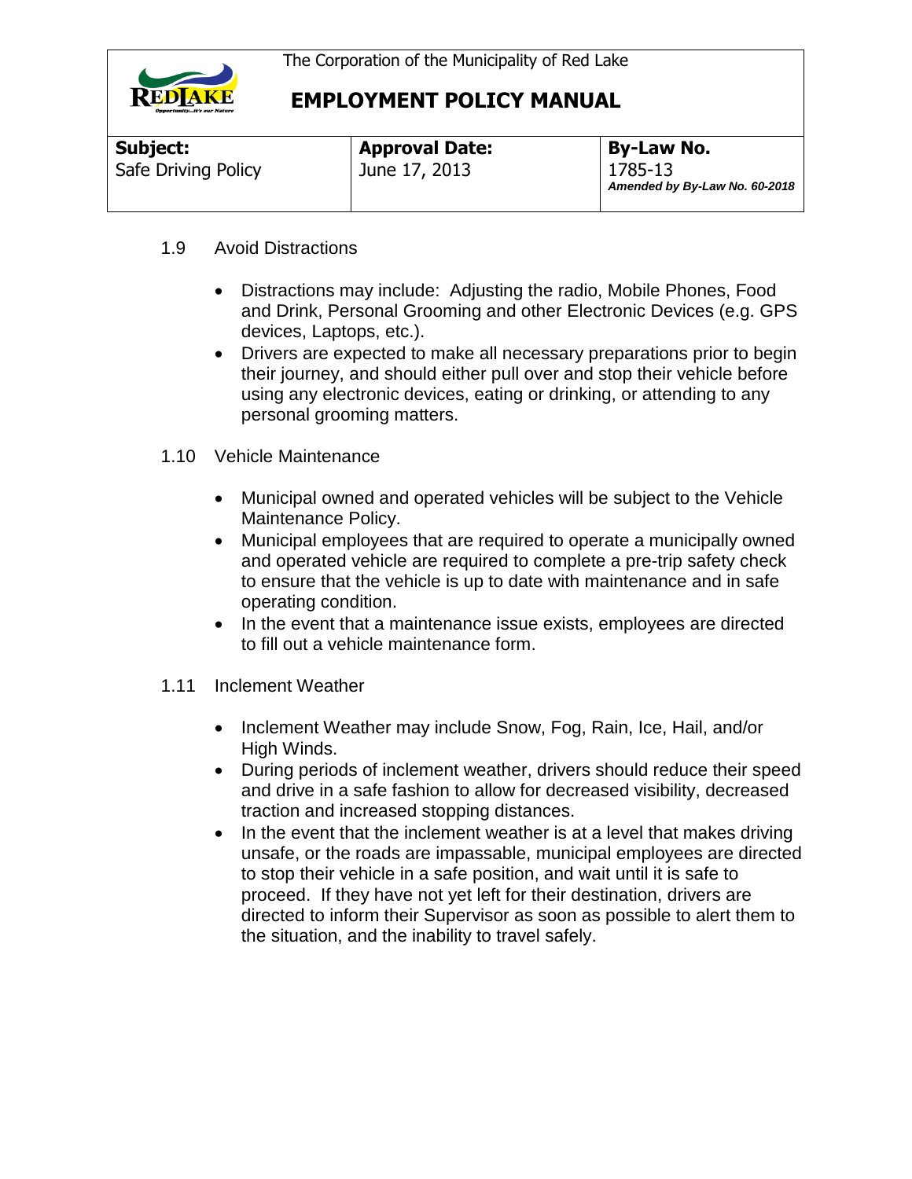1.9 Avoid Distractions

- Distractions may include: Adjusting the radio, Mobile Phones, Food and Drink, Personal Grooming and other Electronic Devices (e.g. GPS devices, Laptops, etc.).
- Drivers are expected to make all necessary preparations prior to begin their journey, and should either pull over and stop their vehicle before using any electronic devices, eating or drinking, or attending to any personal grooming matters.

1.10 Vehicle Maintenance

- Municipal owned and operated vehicles will be subject to the Vehicle Maintenance Policy.
- Municipal employees that are required to operate a municipally owned and operated vehicle are required to complete a pre-trip safety check to ensure that the vehicle is up to date with maintenance and in safe operating condition.
- In the event that a maintenance issue exists, employees are directed to fill out a vehicle maintenance form.

1.11 Inclement Weather

- Inclement Weather may include Snow, Fog, Rain, Ice, Hail, and/or High Winds.
- During periods of inclement weather, drivers should reduce their speed and drive in a safe fashion to allow for decreased visibility, decreased traction and increased stopping distances.
- In the event that the inclement weather is at a level that makes driving unsafe, or the roads are impassable, municipal employees are directed to stop their vehicle in a safe position, and wait until it is safe to proceed. If they have not yet left for their destination, drivers are directed to inform their Supervisor as soon as possible to alert them to the situation, and the inability to travel safely.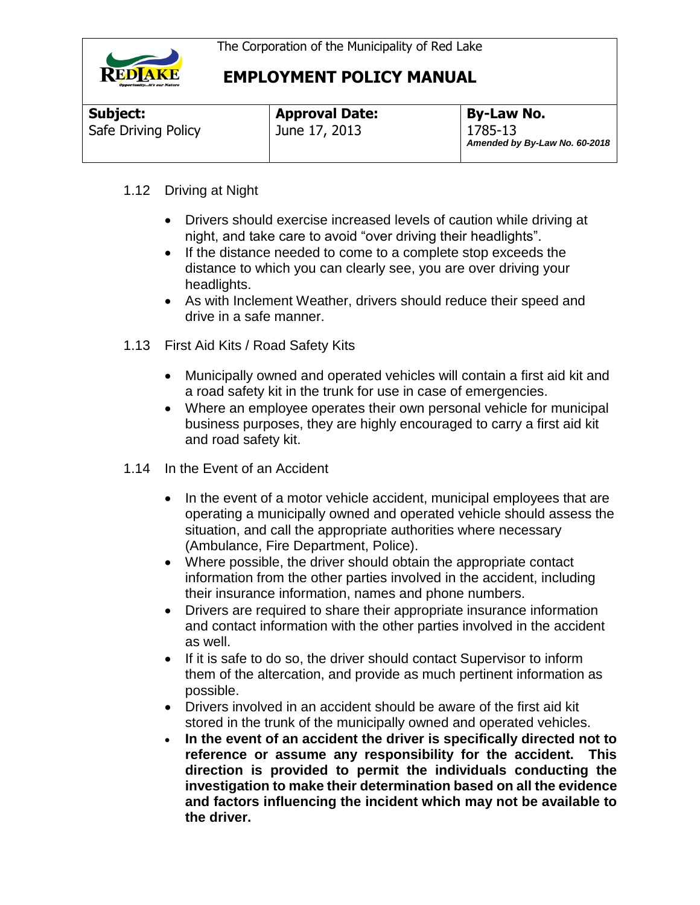| | | |
|---|---|---|
| **Subject:** Safe Driving Policy | **Approval Date:** June 17, 2013 | **By-Law No.** 1785-13 ***Amended by By-Law No. 60-2018*** |

1.12 Driving at Night

- Drivers should exercise increased levels of caution while driving at night, and take care to avoid "over driving their headlights".
- If the distance needed to come to a complete stop exceeds the distance to which you can clearly see, you are over driving your headlights.
- As with Inclement Weather, drivers should reduce their speed and drive in a safe manner.

1.13 First Aid Kits / Road Safety Kits

- Municipally owned and operated vehicles will contain a first aid kit and a road safety kit in the trunk for use in case of emergencies.
- Where an employee operates their own personal vehicle for municipal business purposes, they are highly encouraged to carry a first aid kit and road safety kit.

1.14 In the Event of an Accident

- In the event of a motor vehicle accident, municipal employees that are operating a municipally owned and operated vehicle should assess the situation, and call the appropriate authorities where necessary (Ambulance, Fire Department, Police).
- Where possible, the driver should obtain the appropriate contact information from the other parties involved in the accident, including their insurance information, names and phone numbers.
- Drivers are required to share their appropriate insurance information and contact information with the other parties involved in the accident as well.
- If it is safe to do so, the driver should contact Supervisor to inform them of the altercation, and provide as much pertinent information as possible.
- Drivers involved in an accident should be aware of the first aid kit stored in the trunk of the municipally owned and operated vehicles.
- **In the event of an accident the driver is specifically directed not to reference or assume any responsibility for the accident. This direction is provided to permit the individuals conducting the investigation to make their determination based on all the evidence and factors influencing the incident which may not be available to the driver.**